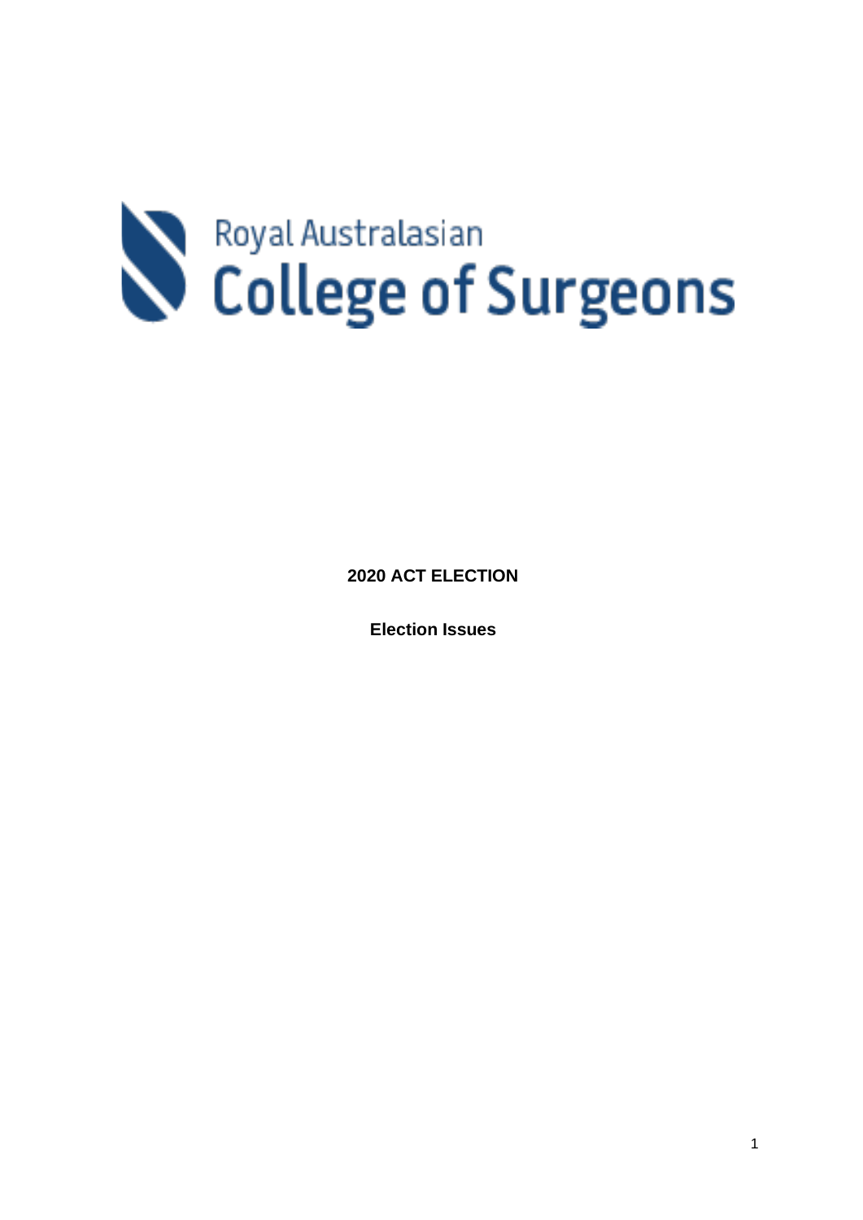Royal Australasian College of Surgeons

**2020 ACT ELECTION**

**Election Issues**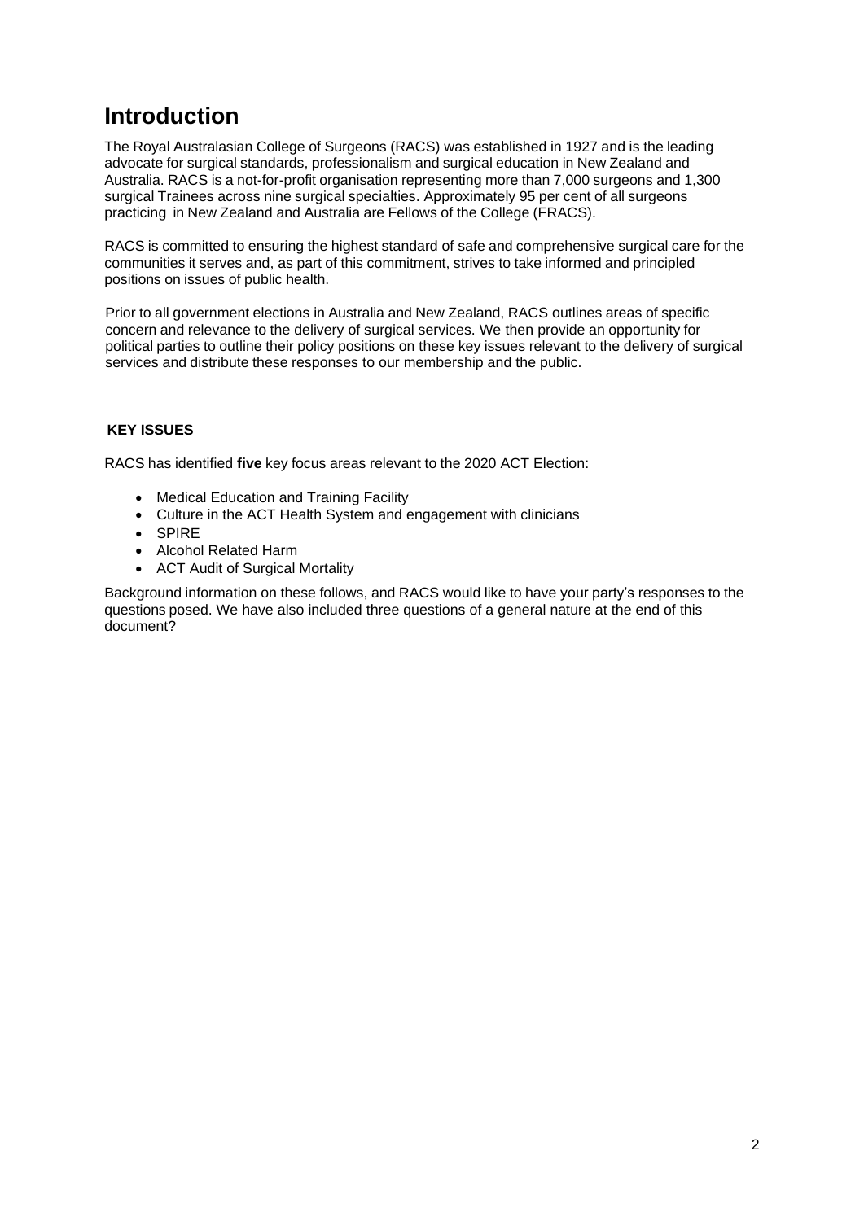# Introduction

The Royal Australasian College of Surgeons (RACS) was established in 1927 and is the leading advocate for surgical standards, professionalism and surgical education in New Zealand and Australia. RACS is a not-for-profit organisation representing more than 7,000 surgeons and 1,300 surgical Trainees across nine surgical specialties. Approximately 95 per cent of all surgeons practicing in New Zealand and Australia are Fellows of the College (FRACS).

RACS is committed to ensuring the highest standard of safe and comprehensive surgical care for the communities it serves and, as part of this commitment, strives to take informed and principled positions on issues of public health.

Prior to all government elections in Australia and New Zealand, RACS outlines areas of specific concern and relevance to the delivery of surgical services. We then provide an opportunity for political parties to outline their policy positions on these key issues relevant to the delivery of surgical services and distribute these responses to our membership and the public.

**KEY ISSUES**

RACS has identified **five** key focus areas relevant to the 2020 ACT Election:

- Medical Education and Training Facility
- Culture in the ACT Health System and engagement with clinicians
- SPIRE
- Alcohol Related Harm
- ACT Audit of Surgical Mortality

Background information on these follows, and RACS would like to have your party's responses to the questions posed. We have also included three questions of a general nature at the end of this document?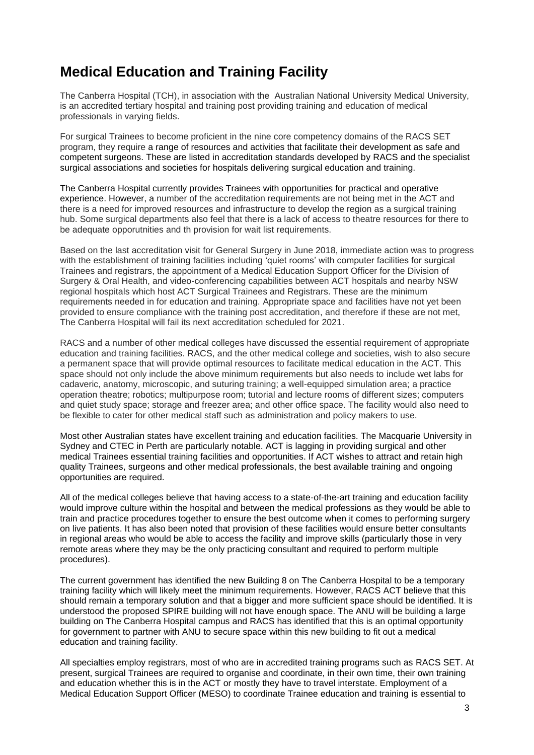# Medical Education and Training Facility

The Canberra Hospital (TCH), in association with the  Australian National University Medical University, is an accredited tertiary hospital and training post providing training and education of medical professionals in varying fields.

For surgical Trainees to become proficient in the nine core competency domains of the RACS SET program, they require a range of resources and activities that facilitate their development as safe and competent surgeons. These are listed in accreditation standards developed by RACS and the specialist surgical associations and societies for hospitals delivering surgical education and training.

The Canberra Hospital currently provides Trainees with opportunities for practical and operative experience. However, a number of the accreditation requirements are not being met in the ACT and there is a need for improved resources and infrastructure to develop the region as a surgical training hub. Some surgical departments also feel that there is a lack of access to theatre resources for there to be adequate opporutnities and th provision for wait list requirements.

Based on the last accreditation visit for General Surgery in June 2018, immediate action was to progress with the establishment of training facilities including 'quiet rooms' with computer facilities for surgical Trainees and registrars, the appointment of a Medical Education Support Officer for the Division of Surgery & Oral Health, and video-conferencing capabilities between ACT hospitals and nearby NSW regional hospitals which host ACT Surgical Trainees and Registrars. These are the minimum requirements needed in for education and training. Appropriate space and facilities have not yet been provided to ensure compliance with the training post accreditation, and therefore if these are not met, The Canberra Hospital will fail its next accreditation scheduled for 2021.

RACS and a number of other medical colleges have discussed the essential requirement of appropriate education and training facilities. RACS, and the other medical college and societies, wish to also secure a permanent space that will provide optimal resources to facilitate medical education in the ACT. This space should not only include the above minimum requirements but also needs to include wet labs for cadaveric, anatomy, microscopic, and suturing training; a well-equipped simulation area; a practice operation theatre; robotics; multipurpose room; tutorial and lecture rooms of different sizes; computers and quiet study space; storage and freezer area; and other office space. The facility would also need to be flexible to cater for other medical staff such as administration and policy makers to use.

Most other Australian states have excellent training and education facilities. The Macquarie University in Sydney and CTEC in Perth are particularly notable. ACT is lagging in providing surgical and other medical Trainees essential training facilities and opportunities. If ACT wishes to attract and retain high quality Trainees, surgeons and other medical professionals, the best available training and ongoing opportunities are required.

All of the medical colleges believe that having access to a state-of-the-art training and education facility would improve culture within the hospital and between the medical professions as they would be able to train and practice procedures together to ensure the best outcome when it comes to performing surgery on live patients. It has also been noted that provision of these facilities would ensure better consultants in regional areas who would be able to access the facility and improve skills (particularly those in very remote areas where they may be the only practicing consultant and required to perform multiple procedures).

The current government has identified the new Building 8 on The Canberra Hospital to be a temporary training facility which will likely meet the minimum requirements. However, RACS ACT believe that this should remain a temporary solution and that a bigger and more sufficient space should be identified. It is understood the proposed SPIRE building will not have enough space. The ANU will be building a large building on The Canberra Hospital campus and RACS has identified that this is an optimal opportunity for government to partner with ANU to secure space within this new building to fit out a medical education and training facility.

All specialties employ registrars, most of who are in accredited training programs such as RACS SET. At present, surgical Trainees are required to organise and coordinate, in their own time, their own training and education whether this is in the ACT or mostly they have to travel interstate. Employment of a Medical Education Support Officer (MESO) to coordinate Trainee education and training is essential to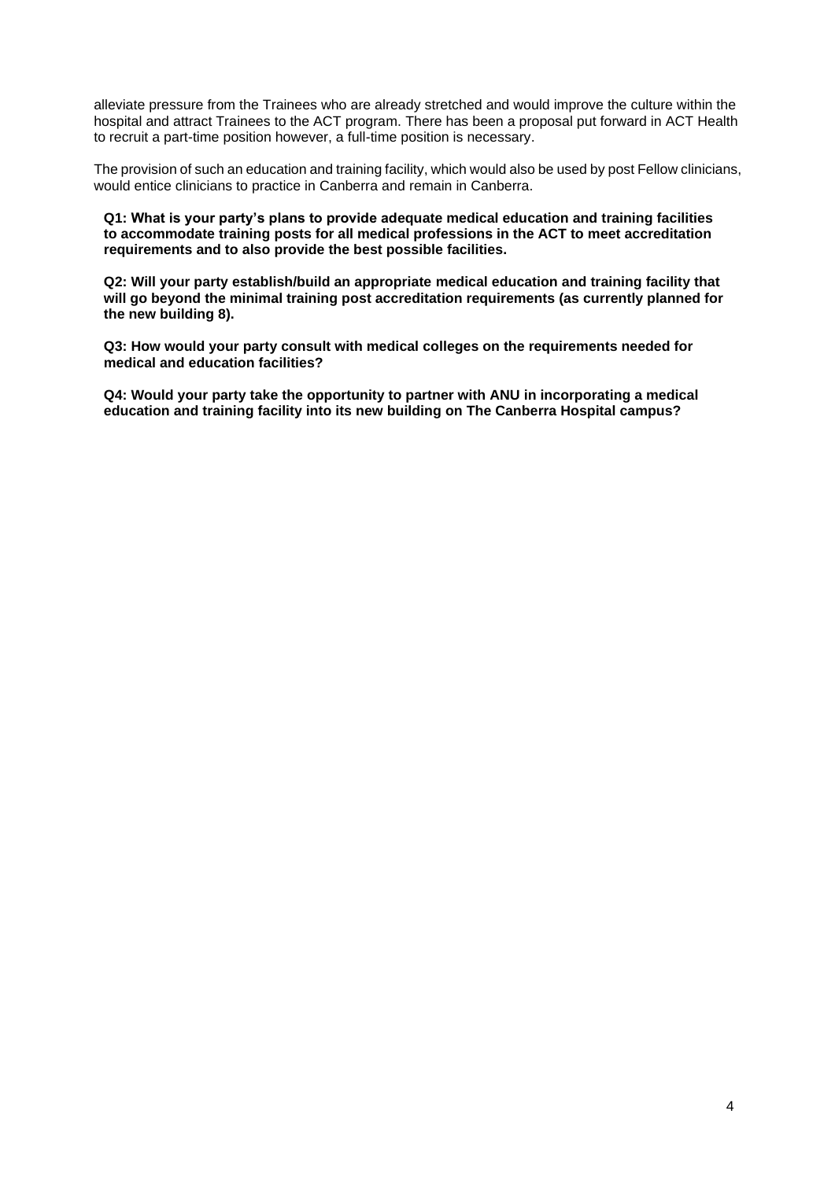alleviate pressure from the Trainees who are already stretched and would improve the culture within the hospital and attract Trainees to the ACT program. There has been a proposal put forward in ACT Health to recruit a part-time position however, a full-time position is necessary.

The provision of such an education and training facility, which would also be used by post Fellow clinicians, would entice clinicians to practice in Canberra and remain in Canberra.

**Q1: What is your party's plans to provide adequate medical education and training facilities to accommodate training posts for all medical professions in the ACT to meet accreditation requirements and to also provide the best possible facilities.**

**Q2: Will your party establish/build an appropriate medical education and training facility that will go beyond the minimal training post accreditation requirements (as currently planned for the new building 8).**

**Q3: How would your party consult with medical colleges on the requirements needed for medical and education facilities?**

**Q4: Would your party take the opportunity to partner with ANU in incorporating a medical education and training facility into its new building on The Canberra Hospital campus?**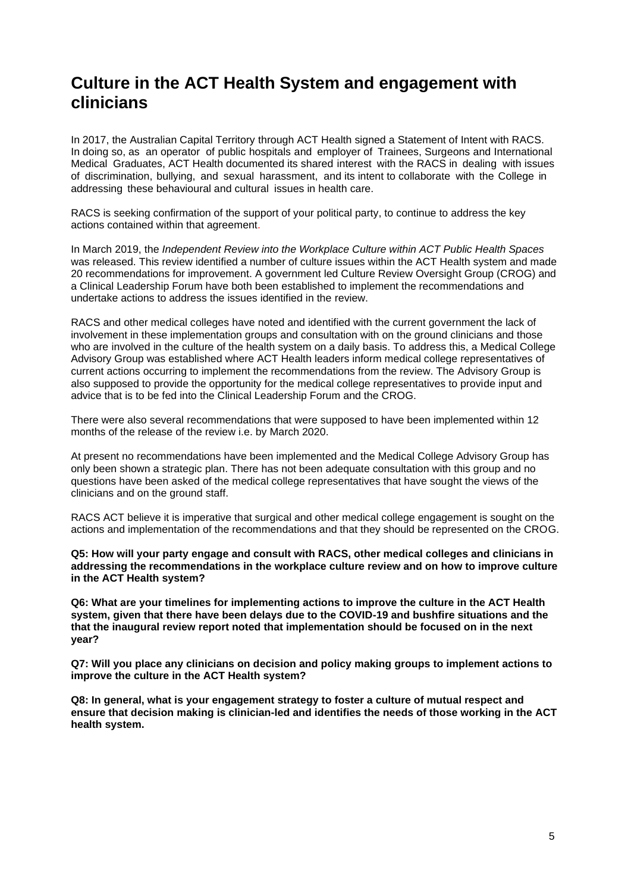# Culture in the ACT Health System and engagement with clinicians

In 2017, the Australian Capital Territory through ACT Health signed a Statement of Intent with RACS. In doing so, as an operator of public hospitals and employer of Trainees, Surgeons and International Medical Graduates, ACT Health documented its shared interest with the RACS in dealing with issues of discrimination, bullying, and sexual harassment, and its intent to collaborate with the College in addressing these behavioural and cultural issues in health care.

RACS is seeking confirmation of the support of your political party, to continue to address the key actions contained within that agreement.

In March 2019, the *Independent Review into the Workplace Culture within ACT Public Health Spaces* was released. This review identified a number of culture issues within the ACT Health system and made 20 recommendations for improvement. A government led Culture Review Oversight Group (CROG) and a Clinical Leadership Forum have both been established to implement the recommendations and undertake actions to address the issues identified in the review.

RACS and other medical colleges have noted and identified with the current government the lack of involvement in these implementation groups and consultation with on the ground clinicians and those who are involved in the culture of the health system on a daily basis. To address this, a Medical College Advisory Group was established where ACT Health leaders inform medical college representatives of current actions occurring to implement the recommendations from the review. The Advisory Group is also supposed to provide the opportunity for the medical college representatives to provide input and advice that is to be fed into the Clinical Leadership Forum and the CROG.

There were also several recommendations that were supposed to have been implemented within 12 months of the release of the review i.e. by March 2020.

At present no recommendations have been implemented and the Medical College Advisory Group has only been shown a strategic plan. There has not been adequate consultation with this group and no questions have been asked of the medical college representatives that have sought the views of the clinicians and on the ground staff.

RACS ACT believe it is imperative that surgical and other medical college engagement is sought on the actions and implementation of the recommendations and that they should be represented on the CROG.

**Q5: How will your party engage and consult with RACS, other medical colleges and clinicians in addressing the recommendations in the workplace culture review and on how to improve culture in the ACT Health system?**

**Q6: What are your timelines for implementing actions to improve the culture in the ACT Health system, given that there have been delays due to the COVID-19 and bushfire situations and the that the inaugural review report noted that implementation should be focused on in the next year?**

**Q7: Will you place any clinicians on decision and policy making groups to implement actions to improve the culture in the ACT Health system?**

**Q8: In general, what is your engagement strategy to foster a culture of mutual respect and ensure that decision making is clinician-led and identifies the needs of those working in the ACT health system.**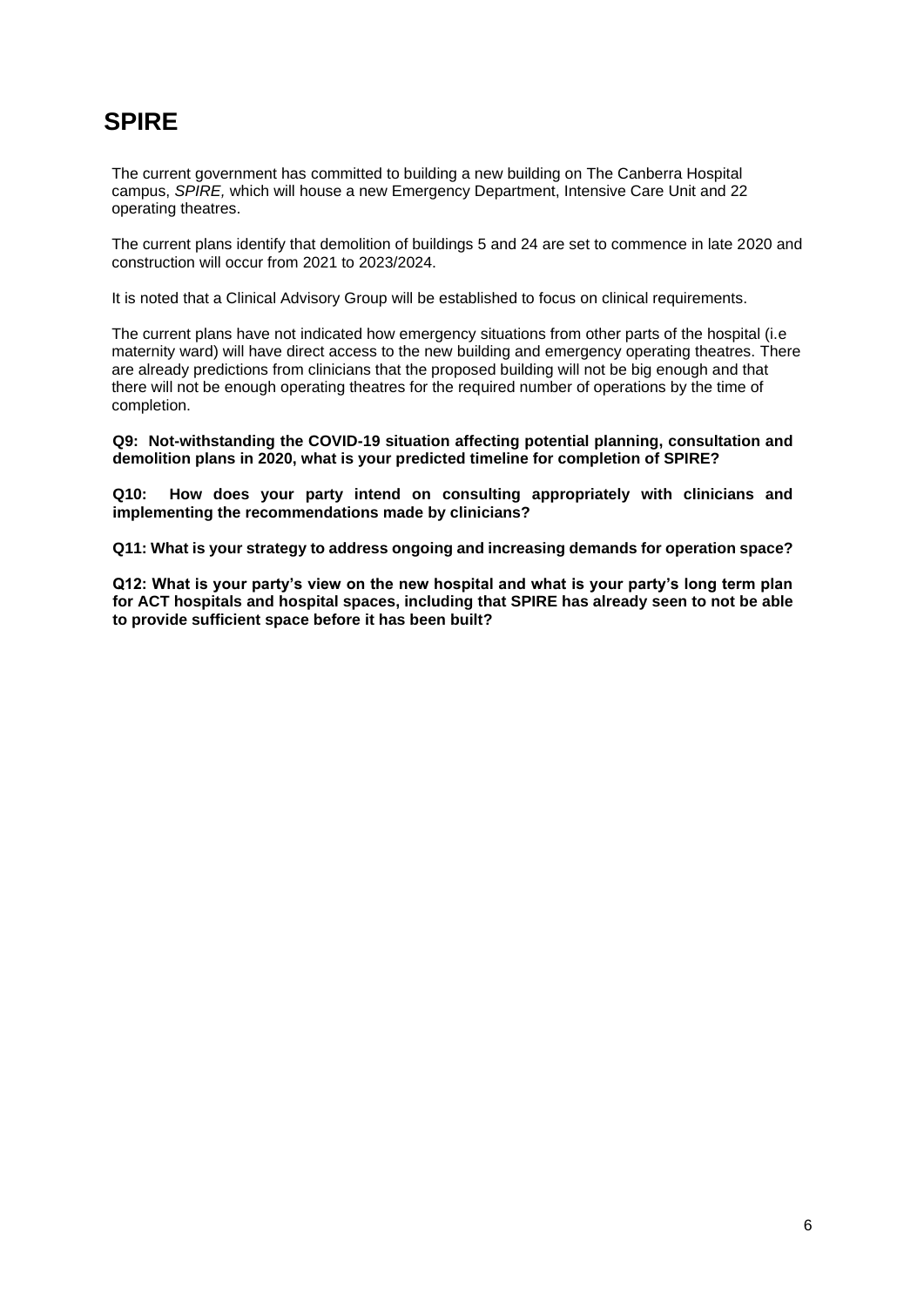# SPIRE

The current government has committed to building a new building on The Canberra Hospital campus, *SPIRE,* which will house a new Emergency Department, Intensive Care Unit and 22 operating theatres.

The current plans identify that demolition of buildings 5 and 24 are set to commence in late 2020 and construction will occur from 2021 to 2023/2024.

It is noted that a Clinical Advisory Group will be established to focus on clinical requirements.

The current plans have not indicated how emergency situations from other parts of the hospital (i.e maternity ward) will have direct access to the new building and emergency operating theatres. There are already predictions from clinicians that the proposed building will not be big enough and that there will not be enough operating theatres for the required number of operations by the time of completion.

**Q9: Not-withstanding the COVID-19 situation affecting potential planning, consultation and demolition plans in 2020, what is your predicted timeline for completion of SPIRE?**

**Q10: How does your party intend on consulting appropriately with clinicians and implementing the recommendations made by clinicians?**

**Q11: What is your strategy to address ongoing and increasing demands for operation space?**

**Q12: What is your party's view on the new hospital and what is your party's long term plan for ACT hospitals and hospital spaces, including that SPIRE has already seen to not be able to provide sufficient space before it has been built?**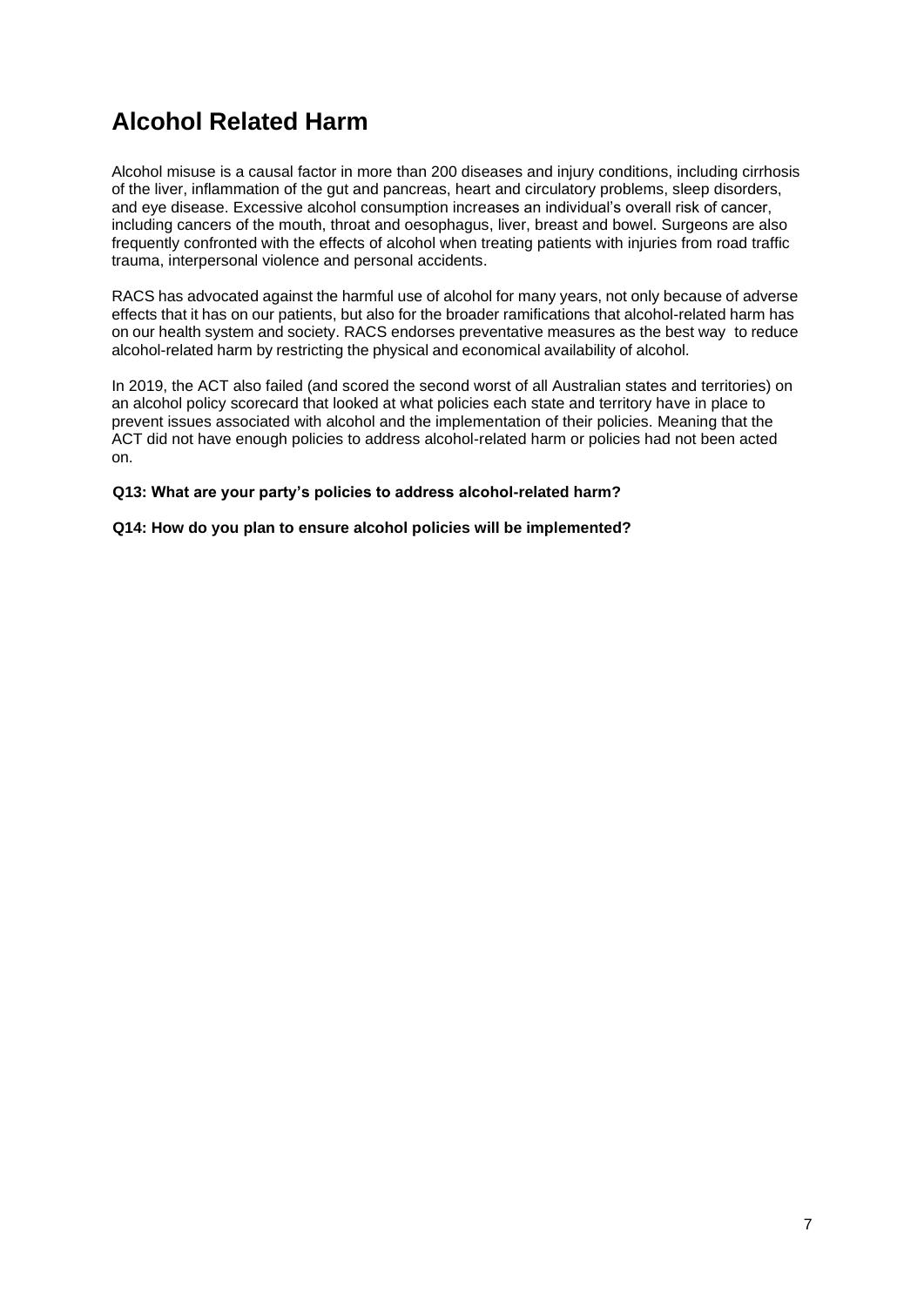# Alcohol Related Harm

Alcohol misuse is a causal factor in more than 200 diseases and injury conditions, including cirrhosis of the liver, inflammation of the gut and pancreas, heart and circulatory problems, sleep disorders, and eye disease. Excessive alcohol consumption increases an individual's overall risk of cancer, including cancers of the mouth, throat and oesophagus, liver, breast and bowel. Surgeons are also frequently confronted with the effects of alcohol when treating patients with injuries from road traffic trauma, interpersonal violence and personal accidents.

RACS has advocated against the harmful use of alcohol for many years, not only because of adverse effects that it has on our patients, but also for the broader ramifications that alcohol-related harm has on our health system and society. RACS endorses preventative measures as the best way to reduce alcohol-related harm by restricting the physical and economical availability of alcohol.

In 2019, the ACT also failed (and scored the second worst of all Australian states and territories) on an alcohol policy scorecard that looked at what policies each state and territory have in place to prevent issues associated with alcohol and the implementation of their policies. Meaning that the ACT did not have enough policies to address alcohol-related harm or policies had not been acted on.

**Q13: What are your party's policies to address alcohol-related harm?**

**Q14: How do you plan to ensure alcohol policies will be implemented?**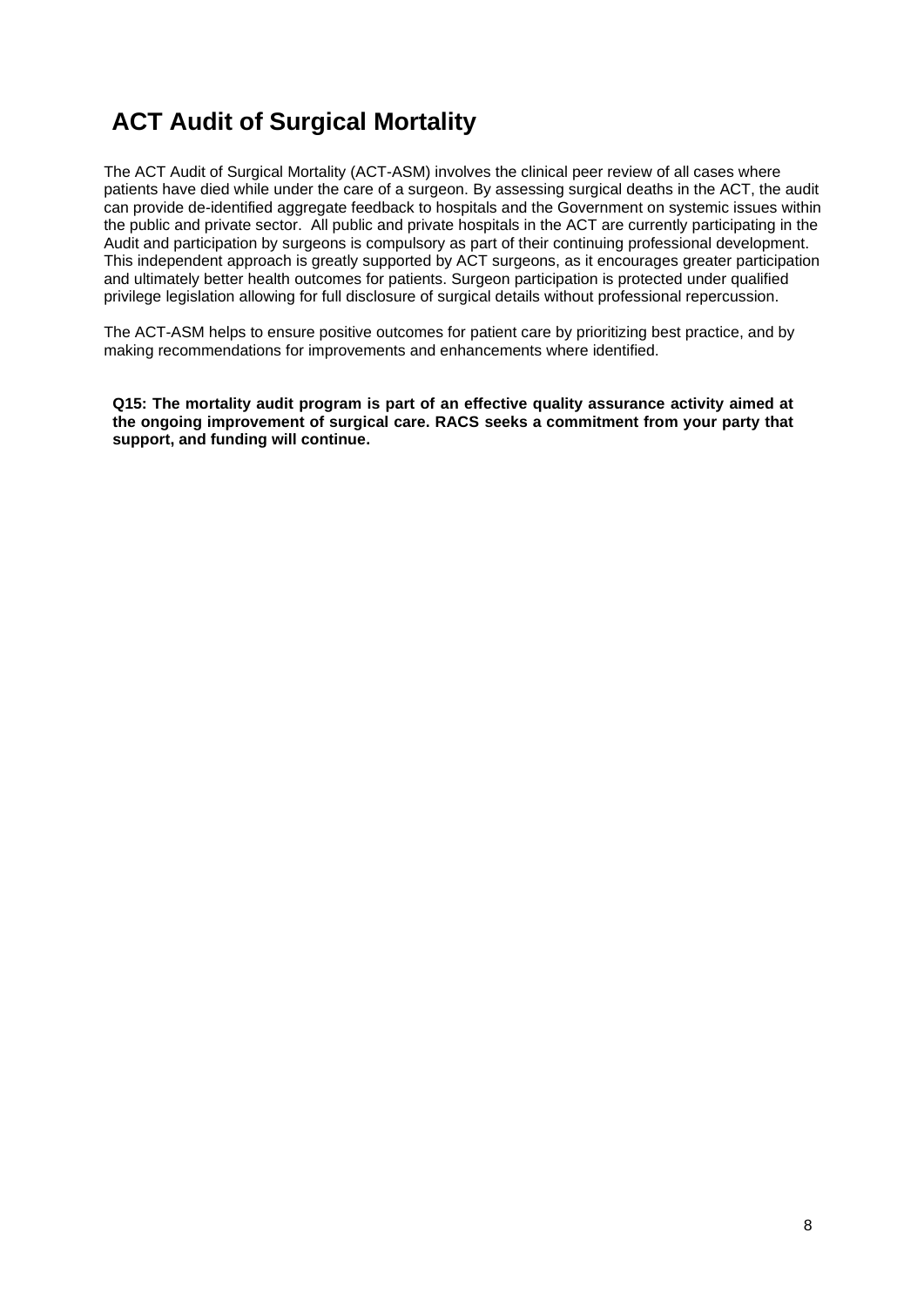# ACT Audit of Surgical Mortality

The ACT Audit of Surgical Mortality (ACT-ASM) involves the clinical peer review of all cases where patients have died while under the care of a surgeon. By assessing surgical deaths in the ACT, the audit can provide de-identified aggregate feedback to hospitals and the Government on systemic issues within the public and private sector. All public and private hospitals in the ACT are currently participating in the Audit and participation by surgeons is compulsory as part of their continuing professional development. This independent approach is greatly supported by ACT surgeons, as it encourages greater participation and ultimately better health outcomes for patients. Surgeon participation is protected under qualified privilege legislation allowing for full disclosure of surgical details without professional repercussion.

The ACT-ASM helps to ensure positive outcomes for patient care by prioritizing best practice, and by making recommendations for improvements and enhancements where identified.

**Q15: The mortality audit program is part of an effective quality assurance activity aimed at the ongoing improvement of surgical care. RACS seeks a commitment from your party that support, and funding will continue.**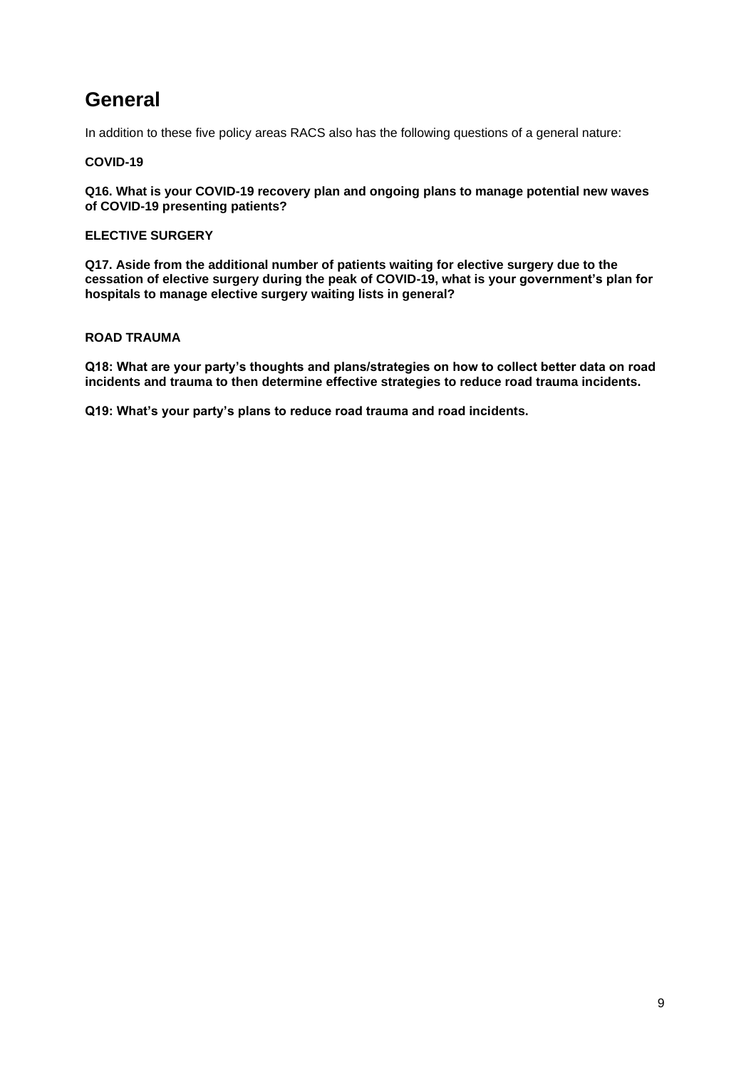# General

In addition to these five policy areas RACS also has the following questions of a general nature:

**COVID-19**

**Q16. What is your COVID-19 recovery plan and ongoing plans to manage potential new waves of COVID-19 presenting patients?**

**ELECTIVE SURGERY**

**Q17. Aside from the additional number of patients waiting for elective surgery due to the cessation of elective surgery during the peak of COVID-19, what is your government's plan for hospitals to manage elective surgery waiting lists in general?**

**ROAD TRAUMA**

**Q18: What are your party's thoughts and plans/strategies on how to collect better data on road incidents and trauma to then determine effective strategies to reduce road trauma incidents.**

**Q19: What's your party's plans to reduce road trauma and road incidents.**